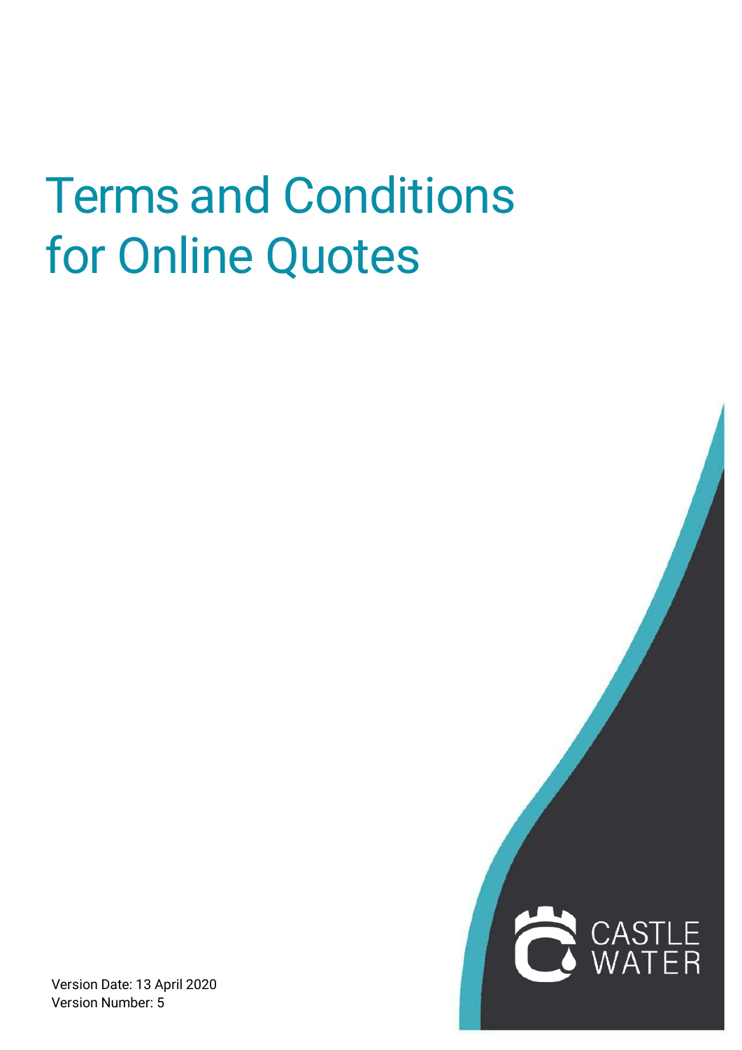# Terms and Conditions for Online Quotes

CASTLE WATER

Version Date: 13 April 2020
Version Number: 5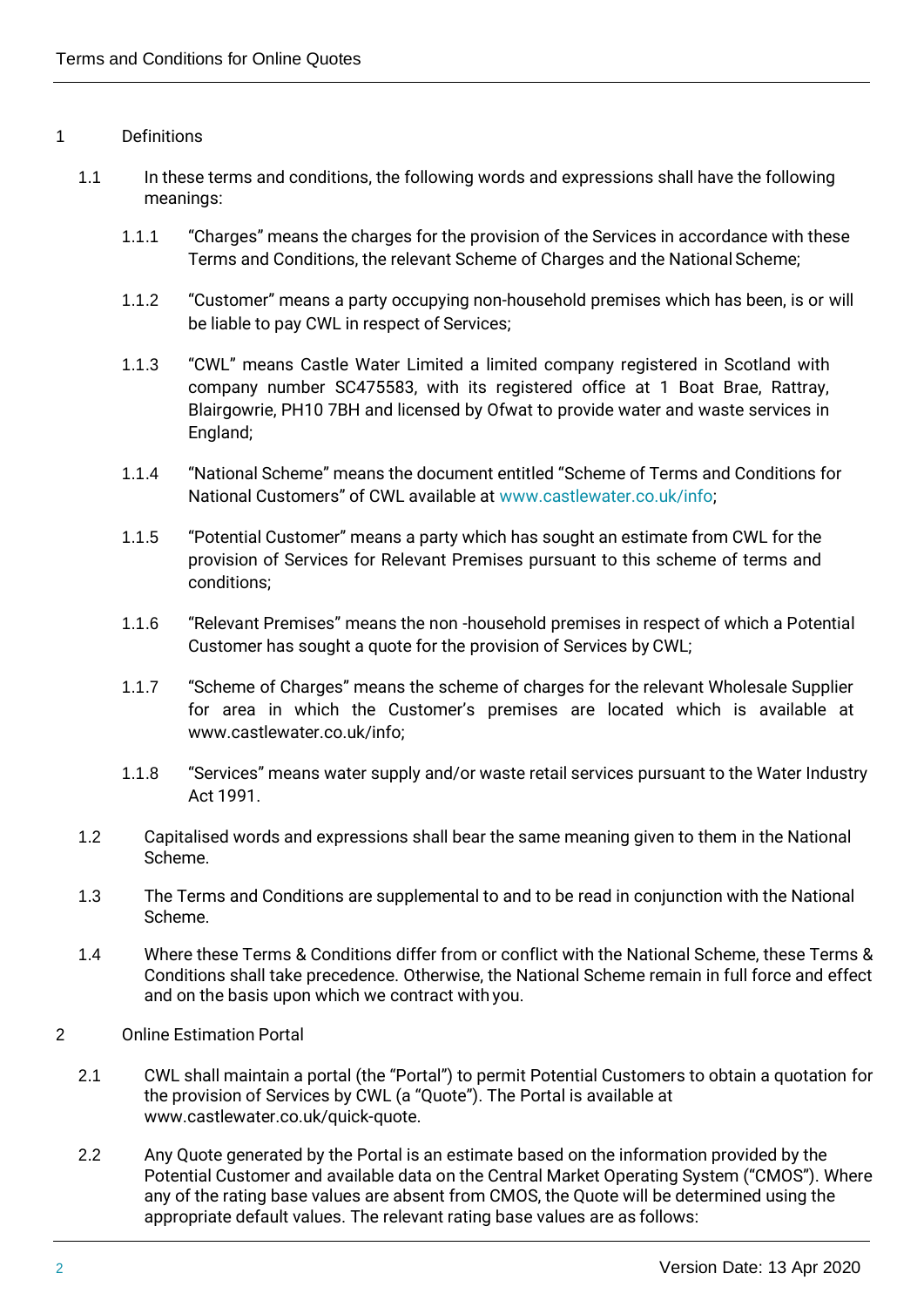1 Definitions

1.1 In these terms and conditions, the following words and expressions shall have the following meanings:

1.1.1 "Charges" means the charges for the provision of the Services in accordance with these Terms and Conditions, the relevant Scheme of Charges and the National Scheme;

1.1.2 "Customer" means a party occupying non-household premises which has been, is or will be liable to pay CWL in respect of Services;

1.1.3 "CWL" means Castle Water Limited a limited company registered in Scotland with company number SC475583, with its registered office at 1 Boat Brae, Rattray, Blairgowrie, PH10 7BH and licensed by Ofwat to provide water and waste services in England;

1.1.4 "National Scheme" means the document entitled "Scheme of Terms and Conditions for National Customers" of CWL available at www.castlewater.co.uk/info;

1.1.5 "Potential Customer" means a party which has sought an estimate from CWL for the provision of Services for Relevant Premises pursuant to this scheme of terms and conditions;

1.1.6 "Relevant Premises" means the non -household premises in respect of which a Potential Customer has sought a quote for the provision of Services by CWL;

1.1.7 "Scheme of Charges" means the scheme of charges for the relevant Wholesale Supplier for area in which the Customer's premises are located which is available at www.castlewater.co.uk/info;

1.1.8 "Services" means water supply and/or waste retail services pursuant to the Water Industry Act 1991.

1.2 Capitalised words and expressions shall bear the same meaning given to them in the National Scheme.

1.3 The Terms and Conditions are supplemental to and to be read in conjunction with the National Scheme.

1.4 Where these Terms & Conditions differ from or conflict with the National Scheme, these Terms & Conditions shall take precedence. Otherwise, the National Scheme remain in full force and effect and on the basis upon which we contract with you.

2 Online Estimation Portal

2.1 CWL shall maintain a portal (the "Portal") to permit Potential Customers to obtain a quotation for the provision of Services by CWL (a "Quote"). The Portal is available at www.castlewater.co.uk/quick-quote.

2.2 Any Quote generated by the Portal is an estimate based on the information provided by the Potential Customer and available data on the Central Market Operating System ("CMOS"). Where any of the rating base values are absent from CMOS, the Quote will be determined using the appropriate default values. The relevant rating base values are as follows: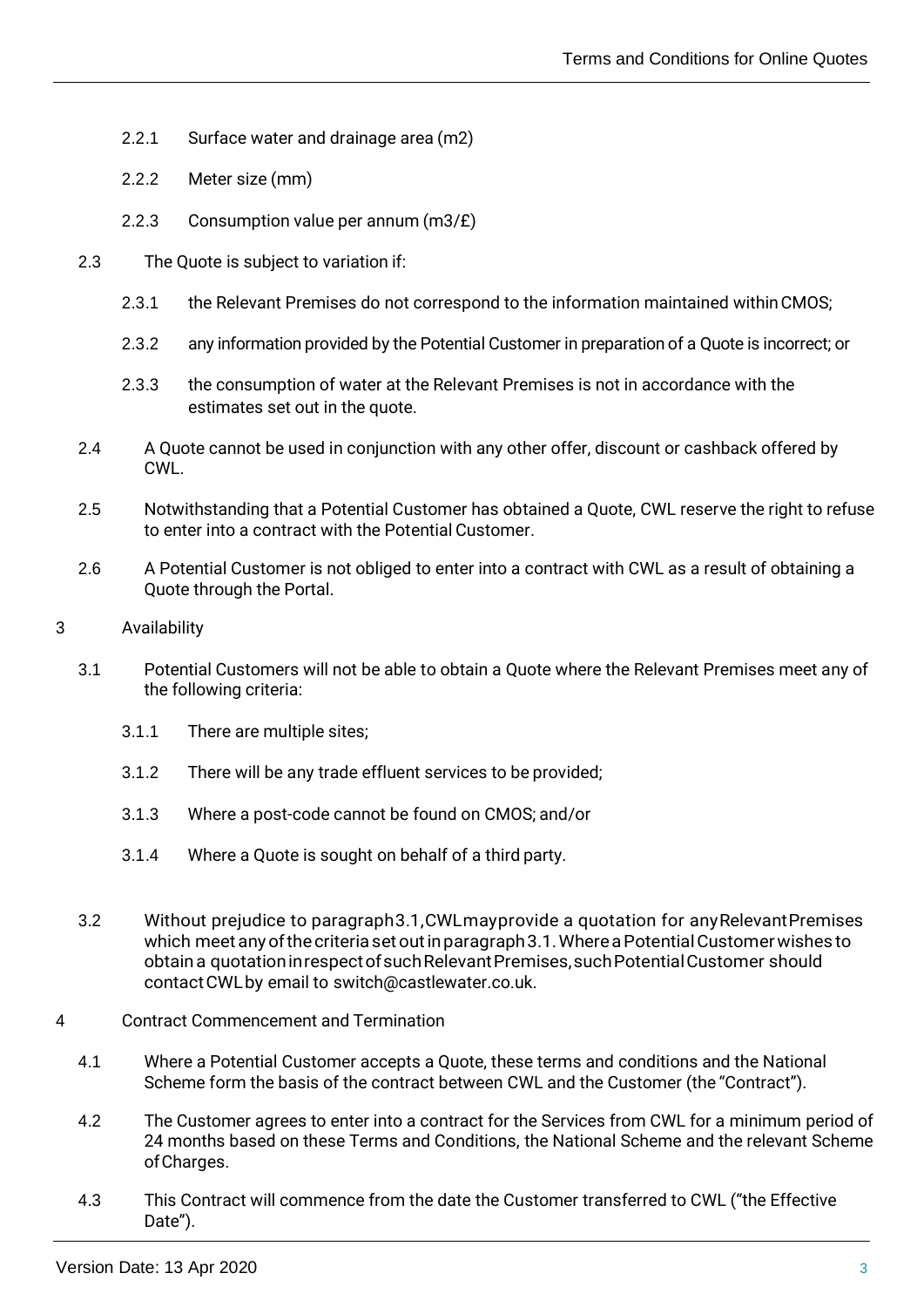2.2.1 Surface water and drainage area (m2)

2.2.2 Meter size (mm)

2.2.3 Consumption value per annum (m3/£)

2.3 The Quote is subject to variation if:

2.3.1 the Relevant Premises do not correspond to the information maintained within CMOS;

2.3.2 any information provided by the Potential Customer in preparation of a Quote is incorrect; or

2.3.3 the consumption of water at the Relevant Premises is not in accordance with the estimates set out in the quote.

2.4 A Quote cannot be used in conjunction with any other offer, discount or cashback offered by CWL.

2.5 Notwithstanding that a Potential Customer has obtained a Quote, CWL reserve the right to refuse to enter into a contract with the Potential Customer.

2.6 A Potential Customer is not obliged to enter into a contract with CWL as a result of obtaining a Quote through the Portal.

## 3 Availability

3.1 Potential Customers will not be able to obtain a Quote where the Relevant Premises meet any of the following criteria:

3.1.1 There are multiple sites;

3.1.2 There will be any trade effluent services to be provided;

3.1.3 Where a post-code cannot be found on CMOS; and/or

3.1.4 Where a Quote is sought on behalf of a third party.

3.2 Without prejudice to paragraph 3.1, CWL may provide a quotation for any Relevant Premises which meet any of the criteria set out in paragraph 3.1. Where a Potential Customer wishes to obtain a quotation in respect of such Relevant Premises, such Potential Customer should contact CWL by email to switch@castlewater.co.uk.

## 4 Contract Commencement and Termination

4.1 Where a Potential Customer accepts a Quote, these terms and conditions and the National Scheme form the basis of the contract between CWL and the Customer (the "Contract").

4.2 The Customer agrees to enter into a contract for the Services from CWL for a minimum period of 24 months based on these Terms and Conditions, the National Scheme and the relevant Scheme of Charges.

4.3 This Contract will commence from the date the Customer transferred to CWL ("the Effective Date").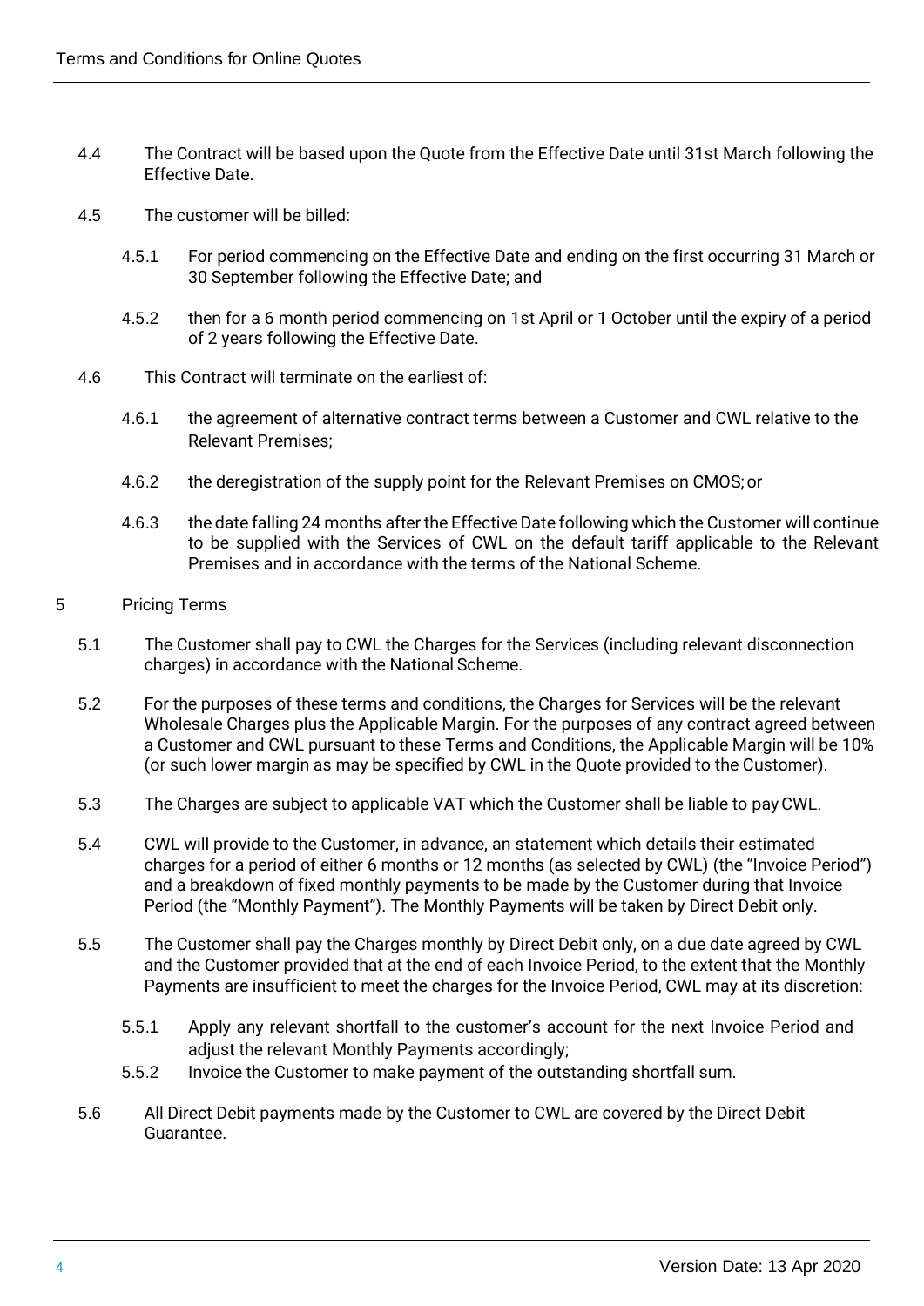4.4 The Contract will be based upon the Quote from the Effective Date until 31st March following the Effective Date.

4.5 The customer will be billed:

4.5.1 For period commencing on the Effective Date and ending on the first occurring 31 March or 30 September following the Effective Date; and

4.5.2 then for a 6 month period commencing on 1st April or 1 October until the expiry of a period of 2 years following the Effective Date.

4.6 This Contract will terminate on the earliest of:

4.6.1 the agreement of alternative contract terms between a Customer and CWL relative to the Relevant Premises;

4.6.2 the deregistration of the supply point for the Relevant Premises on CMOS; or

4.6.3 the date falling 24 months after the Effective Date following which the Customer will continue to be supplied with the Services of CWL on the default tariff applicable to the Relevant Premises and in accordance with the terms of the National Scheme.

## 5 Pricing Terms

5.1 The Customer shall pay to CWL the Charges for the Services (including relevant disconnection charges) in accordance with the National Scheme.

5.2 For the purposes of these terms and conditions, the Charges for Services will be the relevant Wholesale Charges plus the Applicable Margin. For the purposes of any contract agreed between a Customer and CWL pursuant to these Terms and Conditions, the Applicable Margin will be 10% (or such lower margin as may be specified by CWL in the Quote provided to the Customer).

5.3 The Charges are subject to applicable VAT which the Customer shall be liable to pay CWL.

5.4 CWL will provide to the Customer, in advance, an statement which details their estimated charges for a period of either 6 months or 12 months (as selected by CWL) (the "Invoice Period") and a breakdown of fixed monthly payments to be made by the Customer during that Invoice Period (the "Monthly Payment"). The Monthly Payments will be taken by Direct Debit only.

5.5 The Customer shall pay the Charges monthly by Direct Debit only, on a due date agreed by CWL and the Customer provided that at the end of each Invoice Period, to the extent that the Monthly Payments are insufficient to meet the charges for the Invoice Period, CWL may at its discretion:

5.5.1 Apply any relevant shortfall to the customer's account for the next Invoice Period and adjust the relevant Monthly Payments accordingly;

5.5.2 Invoice the Customer to make payment of the outstanding shortfall sum.

5.6 All Direct Debit payments made by the Customer to CWL are covered by the Direct Debit Guarantee.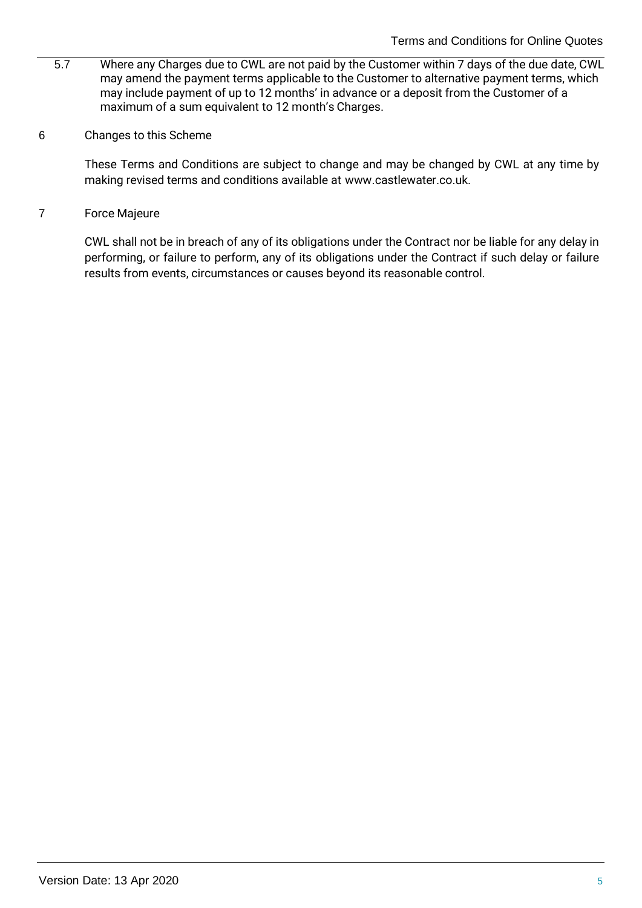5.7 Where any Charges due to CWL are not paid by the Customer within 7 days of the due date, CWL may amend the payment terms applicable to the Customer to alternative payment terms, which may include payment of up to 12 months' in advance or a deposit from the Customer of a maximum of a sum equivalent to 12 month's Charges.

## 6 Changes to this Scheme

These Terms and Conditions are subject to change and may be changed by CWL at any time by making revised terms and conditions available at www.castlewater.co.uk.

## 7 Force Majeure

CWL shall not be in breach of any of its obligations under the Contract nor be liable for any delay in performing, or failure to perform, any of its obligations under the Contract if such delay or failure results from events, circumstances or causes beyond its reasonable control.